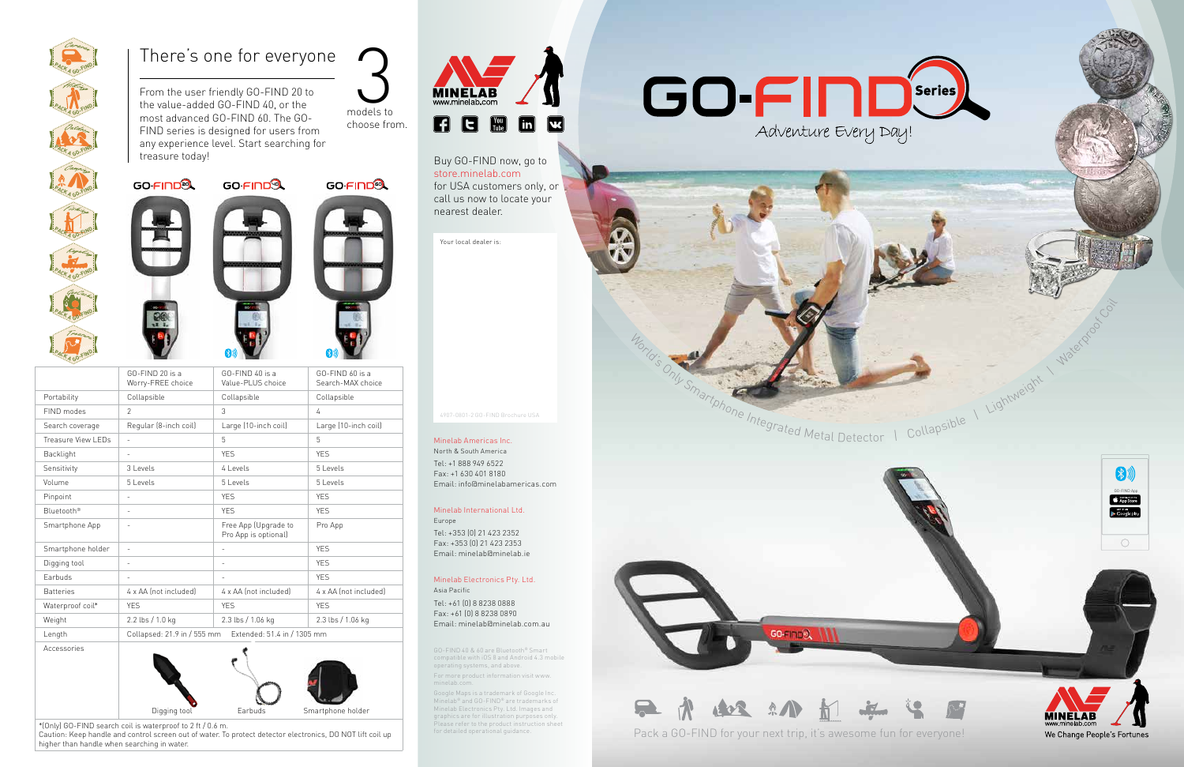# There's one for everyone

From the user friendly GO-FIND 20 to the value-added GO-FIND 40, or the most advanced GO-FIND 60. The GO-FIND series is designed for users from any experience level. Start searching for treasure today!

3 models to choose from.

| | GO-FIND 20 is a Worry-FREE choice | GO-FIND 40 is a Value-PLUS choice | GO-FIND 60 is a Search-MAX choice |
|---|---|---|---|
| Portability | Collapsible | Collapsible | Collapsible |
| FIND modes | 2 | 3 | 4 |
| Search coverage | Regular (8-inch coil) | Large (10-inch coil) | Large (10-inch coil) |
| Treasure View LEDs | - | 5 | 5 |
| Backlight | - | YES | YES |
| Sensitivity | 3 Levels | 4 Levels | 5 Levels |
| Volume | 5 Levels | 5 Levels | 5 Levels |
| Pinpoint | - | YES | YES |
| Bluetooth® | - | YES | YES |
| Smartphone App | - | Free App (Upgrade to Pro App is optional) | Pro App |
| Smartphone holder | - | - | YES |
| Digging tool | - | - | YES |
| Earbuds | - | - | YES |
| Batteries | 4 x AA (not included) | 4 x AA (not included) | 4 x AA (not included) |
| Waterproof coil* | YES | YES | YES |
| Weight | 2.2 lbs / 1.0 kg | 2.3 lbs / 1.06 kg | 2.3 lbs / 1.06 kg |
| Length | Collapsed: 21.9 in / 555 mm | Extended: 51.4 in / 1305 mm | |
| Accessories | Digging tool | Earbuds | Smartphone holder |

*(Only) GO-FIND search coil is waterproof to 2 ft / 0.6 m.
Caution: Keep handle and control screen out of water. To protect detector electronics, DO NOT lift coil up higher than handle when searching in water.

MINELAB
www.minelab.com

Buy GO-FIND now, go to store.minelab.com for USA customers only, or call us now to locate your nearest dealer.

Your local dealer is:

4907-0801-2.00 GO-FIND Brochure USA

**Minelab Americas Inc.**
North & South America
Tel: +1 888 949 6522
Fax: +1 630 401 8180
Email: info@minelabamericas.com

**Minelab International Ltd.**
Europe
Tel: +353 (0) 21 423 2352
Fax: +353 (0) 21 423 2353
Email: minelab@minelab.ie

**Minelab Electronics Pty. Ltd.**
Asia Pacific
Tel: +61 (0) 8 8238 0888
Fax: +61 (0) 8 8238 0890
Email: minelab@minelab.com.au

GO-FIND 40 & 60 are Bluetooth® Smart compatible with iOS 8 and Android 4.3 mobile operating systems, and above.

For more product information visit www.minelab.com.

Google Maps is a trademark of Google Inc. Minelab® and GO-FIND® are trademarks of Minelab Electronics Pty. Ltd. Images and graphics are for illustration purposes only. Please refer to the product instruction sheet for detailed operational guidance.

# GO-FIND Series

*Adventure Every Day!*

World's Only Smartphone Integrated Metal Detector | Collapsible | Lightweight | Waterproof Coil

GO-FIND App — App Store — Google play

Pack a GO-FIND for your next trip, it's awesome fun for everyone!

MINELAB
www.minelab.com
We Change People's Fortunes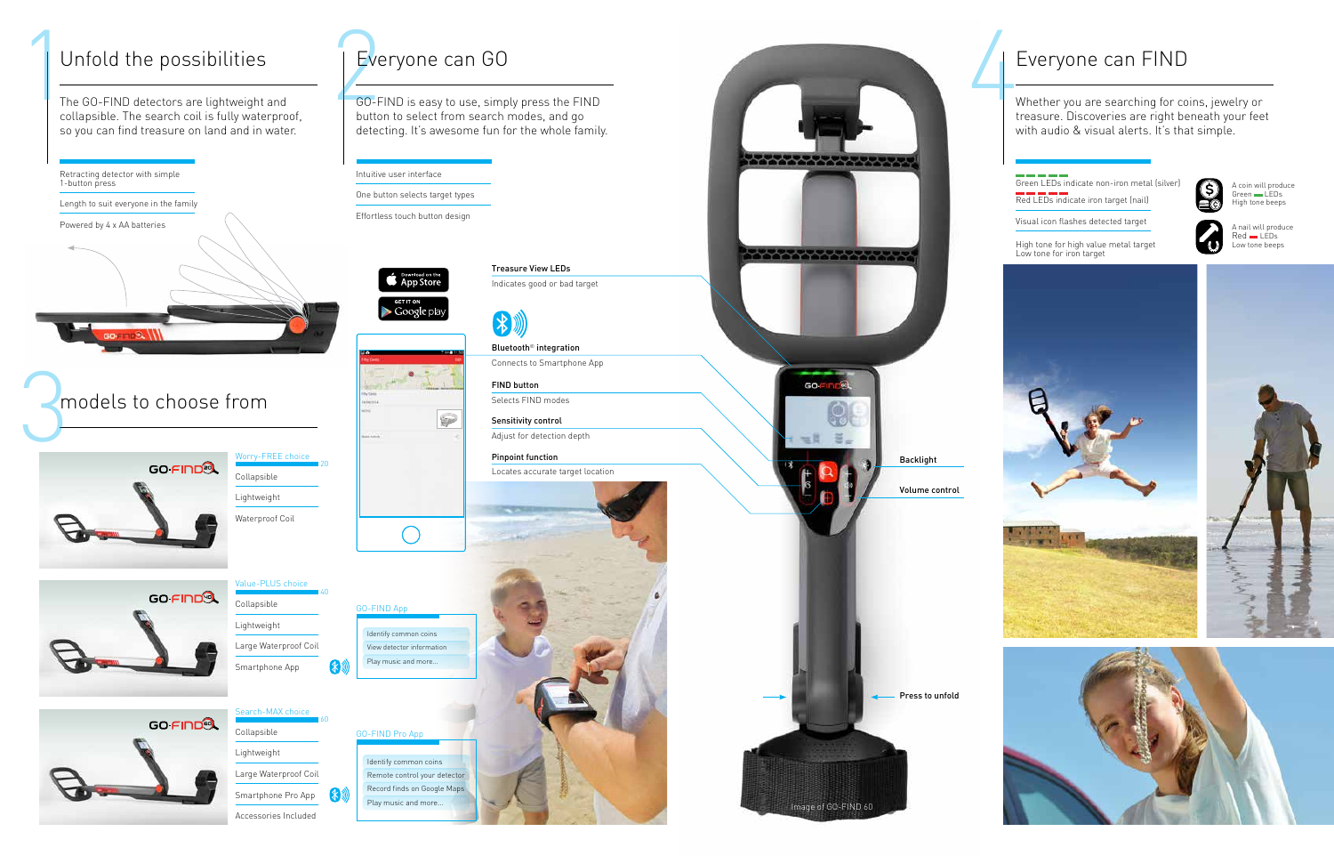# 1 Unfold the possibilities

The GO-FIND detectors are lightweight and collapsible. The search coil is fully waterproof, so you can find treasure on land and in water.

- Retracting detector with simple 1-button press
- Length to suit everyone in the family
- Powered by 4 x AA batteries

# 2 Everyone can GO

GO-FIND is easy to use, simply press the FIND button to select from search modes, and go detecting. It's awesome fun for the whole family.

- Intuitive user interface
- One button selects target types
- Effortless touch button design

# 3 models to choose from

**Worry-FREE choice** 20

- Collapsible
- Lightweight
- Waterproof Coil

**Value-PLUS choice** 40

- Collapsible
- Lightweight
- Large Waterproof Coil
- Smartphone App

**Search-MAX choice** 60

- Collapsible
- Lightweight
- Large Waterproof Coil
- Smartphone Pro App
- Accessories Included

Download on the App Store

GET IT ON Google play

**GO-FIND App**

- Identify common coins
- View detector information
- Play music and more...

**GO-FIND Pro App**

- Identify common coins
- Remote control your detector
- Record finds on Google Maps
- Play music and more...

**Treasure View LEDs**
Indicates good or bad target

**Bluetooth® integration**
Connects to Smartphone App

**FIND button**
Selects FIND modes

**Sensitivity control**
Adjust for detection depth

**Pinpoint function**
Locates accurate target location

**Backlight**

**Volume control**

**Press to unfold**

Image of GO-FIND 60

# 4 Everyone can FIND

Whether you are searching for coins, jewelry or treasure. Discoveries are right beneath your feet with audio & visual alerts. It's that simple.

- Green LEDs indicate non-iron metal (silver)
- Red LEDs indicate iron target (nail)
- Visual icon flashes detected target
- High tone for high value metal target
  Low tone for iron target

A coin will produce Green LEDs
High tone beeps

A nail will produce Red LEDs
Low tone beeps